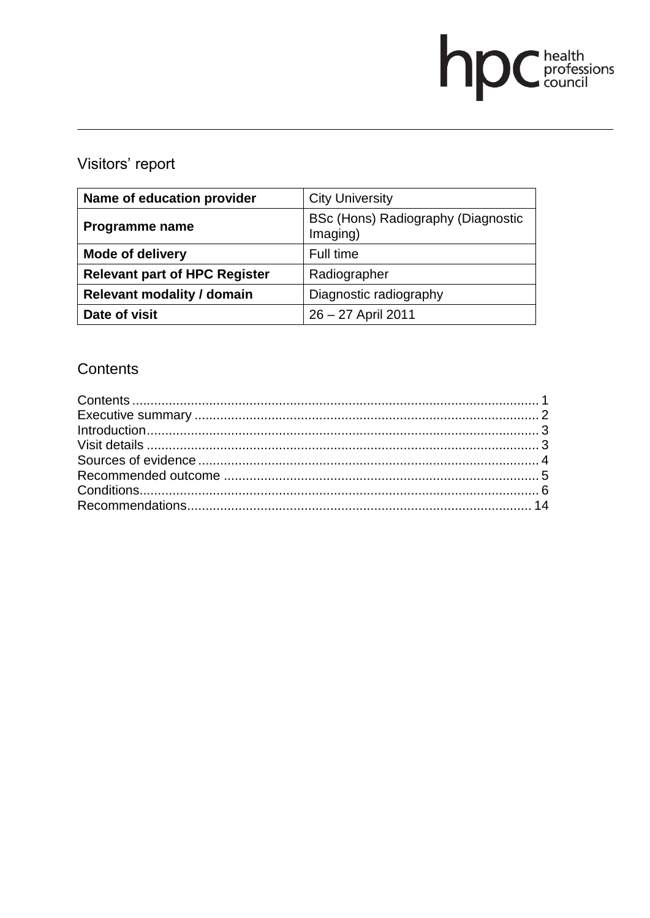hpc health professions council

# Visitors' report

| Name of education provider | City University |
|---|---|
| **Programme name** | BSc (Hons) Radiography (Diagnostic Imaging) |
| **Mode of delivery** | Full time |
| **Relevant part of HPC Register** | Radiographer |
| **Relevant modality / domain** | Diagnostic radiography |
| **Date of visit** | 26 – 27 April 2011 |

## Contents

Contents ..... 1
Executive summary ..... 2
Introduction ..... 3
Visit details ..... 3
Sources of evidence ..... 4
Recommended outcome ..... 5
Conditions ..... 6
Recommendations ..... 14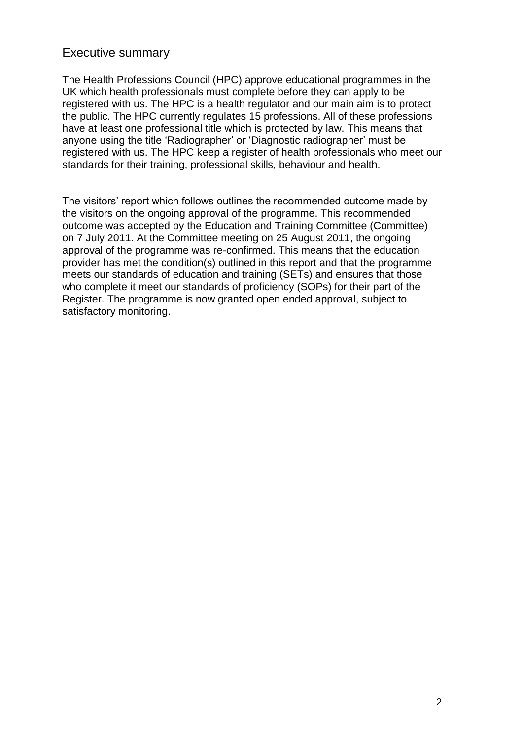## Executive summary

The Health Professions Council (HPC) approve educational programmes in the UK which health professionals must complete before they can apply to be registered with us. The HPC is a health regulator and our main aim is to protect the public. The HPC currently regulates 15 professions. All of these professions have at least one professional title which is protected by law. This means that anyone using the title 'Radiographer' or 'Diagnostic radiographer' must be registered with us. The HPC keep a register of health professionals who meet our standards for their training, professional skills, behaviour and health.

The visitors' report which follows outlines the recommended outcome made by the visitors on the ongoing approval of the programme. This recommended outcome was accepted by the Education and Training Committee (Committee) on 7 July 2011. At the Committee meeting on 25 August 2011, the ongoing approval of the programme was re-confirmed. This means that the education provider has met the condition(s) outlined in this report and that the programme meets our standards of education and training (SETs) and ensures that those who complete it meet our standards of proficiency (SOPs) for their part of the Register. The programme is now granted open ended approval, subject to satisfactory monitoring.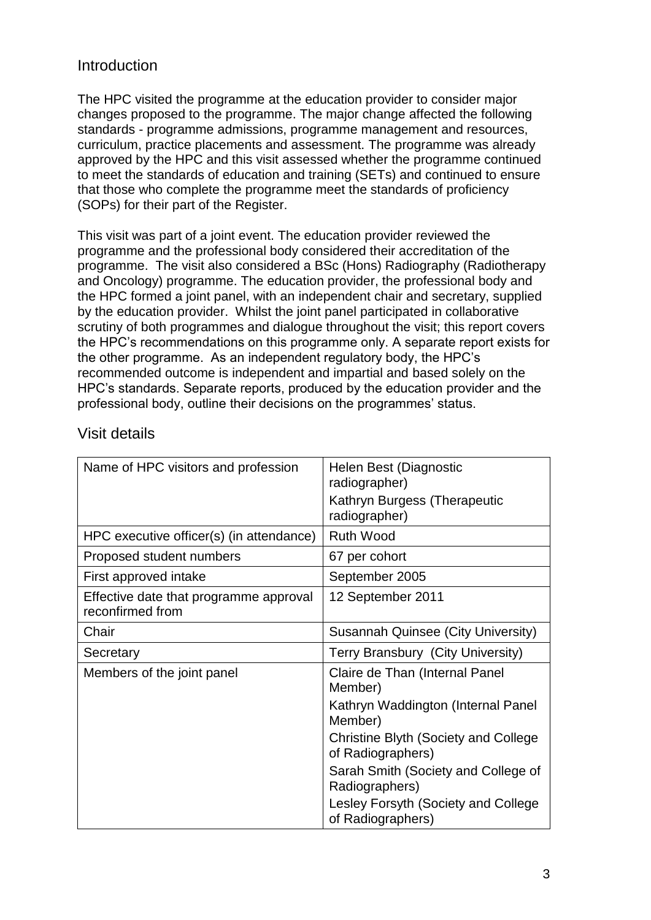## Introduction

The HPC visited the programme at the education provider to consider major changes proposed to the programme. The major change affected the following standards - programme admissions, programme management and resources, curriculum, practice placements and assessment. The programme was already approved by the HPC and this visit assessed whether the programme continued to meet the standards of education and training (SETs) and continued to ensure that those who complete the programme meet the standards of proficiency (SOPs) for their part of the Register.

This visit was part of a joint event. The education provider reviewed the programme and the professional body considered their accreditation of the programme. The visit also considered a BSc (Hons) Radiography (Radiotherapy and Oncology) programme. The education provider, the professional body and the HPC formed a joint panel, with an independent chair and secretary, supplied by the education provider. Whilst the joint panel participated in collaborative scrutiny of both programmes and dialogue throughout the visit; this report covers the HPC's recommendations on this programme only. A separate report exists for the other programme. As an independent regulatory body, the HPC's recommended outcome is independent and impartial and based solely on the HPC's standards. Separate reports, produced by the education provider and the professional body, outline their decisions on the programmes' status.

## Visit details

| | |
|---|---|
| Name of HPC visitors and profession | Helen Best (Diagnostic radiographer)<br>Kathryn Burgess (Therapeutic radiographer) |
| HPC executive officer(s) (in attendance) | Ruth Wood |
| Proposed student numbers | 67 per cohort |
| First approved intake | September 2005 |
| Effective date that programme approval reconfirmed from | 12 September 2011 |
| Chair | Susannah Quinsee (City University) |
| Secretary | Terry Bransbury (City University) |
| Members of the joint panel | Claire de Than (Internal Panel Member)<br>Kathryn Waddington (Internal Panel Member)<br>Christine Blyth (Society and College of Radiographers)<br>Sarah Smith (Society and College of Radiographers)<br>Lesley Forsyth (Society and College of Radiographers) |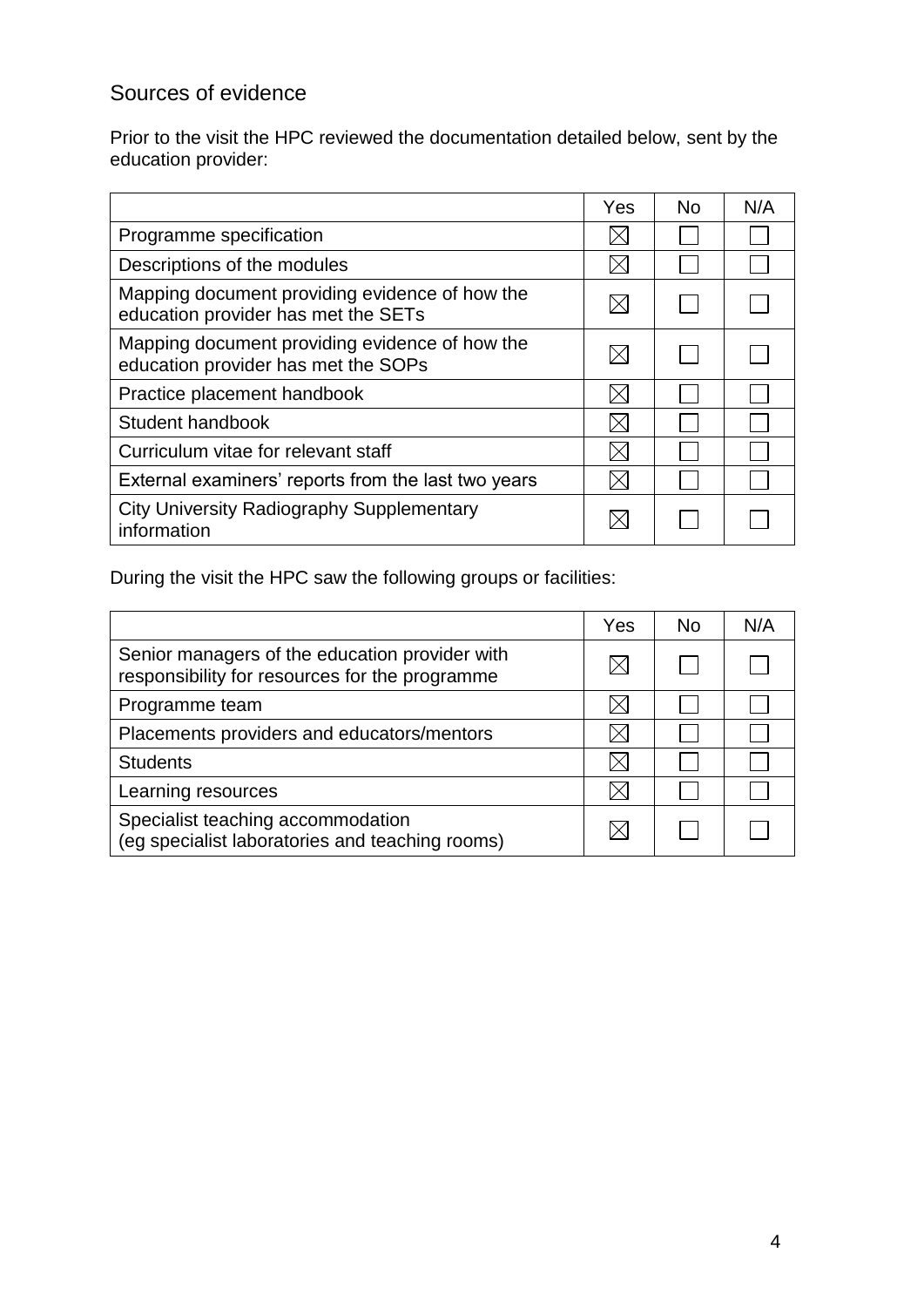## Sources of evidence

Prior to the visit the HPC reviewed the documentation detailed below, sent by the education provider:

| | Yes | No | N/A |
|---|---|---|---|
| Programme specification | ☒ | ☐ | ☐ |
| Descriptions of the modules | ☒ | ☐ | ☐ |
| Mapping document providing evidence of how the education provider has met the SETs | ☒ | ☐ | ☐ |
| Mapping document providing evidence of how the education provider has met the SOPs | ☒ | ☐ | ☐ |
| Practice placement handbook | ☒ | ☐ | ☐ |
| Student handbook | ☒ | ☐ | ☐ |
| Curriculum vitae for relevant staff | ☒ | ☐ | ☐ |
| External examiners' reports from the last two years | ☒ | ☐ | ☐ |
| City University Radiography Supplementary information | ☒ | ☐ | ☐ |

During the visit the HPC saw the following groups or facilities:

| | Yes | No | N/A |
|---|---|---|---|
| Senior managers of the education provider with responsibility for resources for the programme | ☒ | ☐ | ☐ |
| Programme team | ☒ | ☐ | ☐ |
| Placements providers and educators/mentors | ☒ | ☐ | ☐ |
| Students | ☒ | ☐ | ☐ |
| Learning resources | ☒ | ☐ | ☐ |
| Specialist teaching accommodation (eg specialist laboratories and teaching rooms) | ☒ | ☐ | ☐ |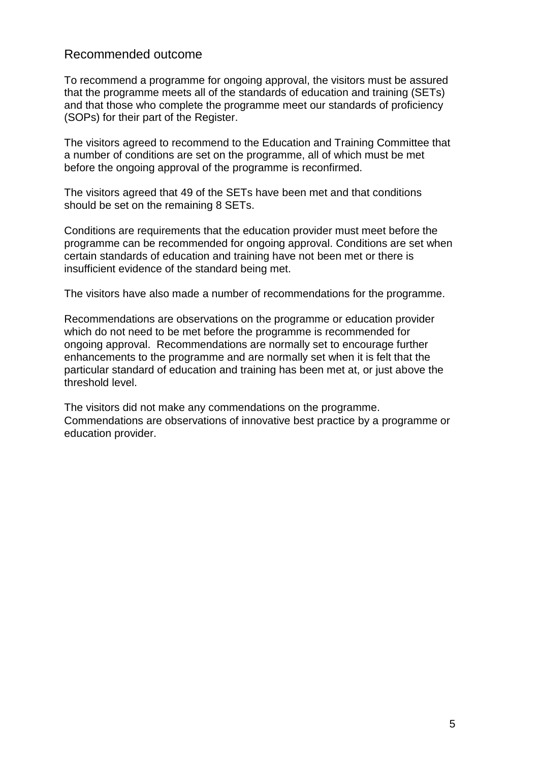## Recommended outcome

To recommend a programme for ongoing approval, the visitors must be assured that the programme meets all of the standards of education and training (SETs) and that those who complete the programme meet our standards of proficiency (SOPs) for their part of the Register.

The visitors agreed to recommend to the Education and Training Committee that a number of conditions are set on the programme, all of which must be met before the ongoing approval of the programme is reconfirmed.

The visitors agreed that 49 of the SETs have been met and that conditions should be set on the remaining 8 SETs.

Conditions are requirements that the education provider must meet before the programme can be recommended for ongoing approval. Conditions are set when certain standards of education and training have not been met or there is insufficient evidence of the standard being met.

The visitors have also made a number of recommendations for the programme.

Recommendations are observations on the programme or education provider which do not need to be met before the programme is recommended for ongoing approval. Recommendations are normally set to encourage further enhancements to the programme and are normally set when it is felt that the particular standard of education and training has been met at, or just above the threshold level.

The visitors did not make any commendations on the programme. Commendations are observations of innovative best practice by a programme or education provider.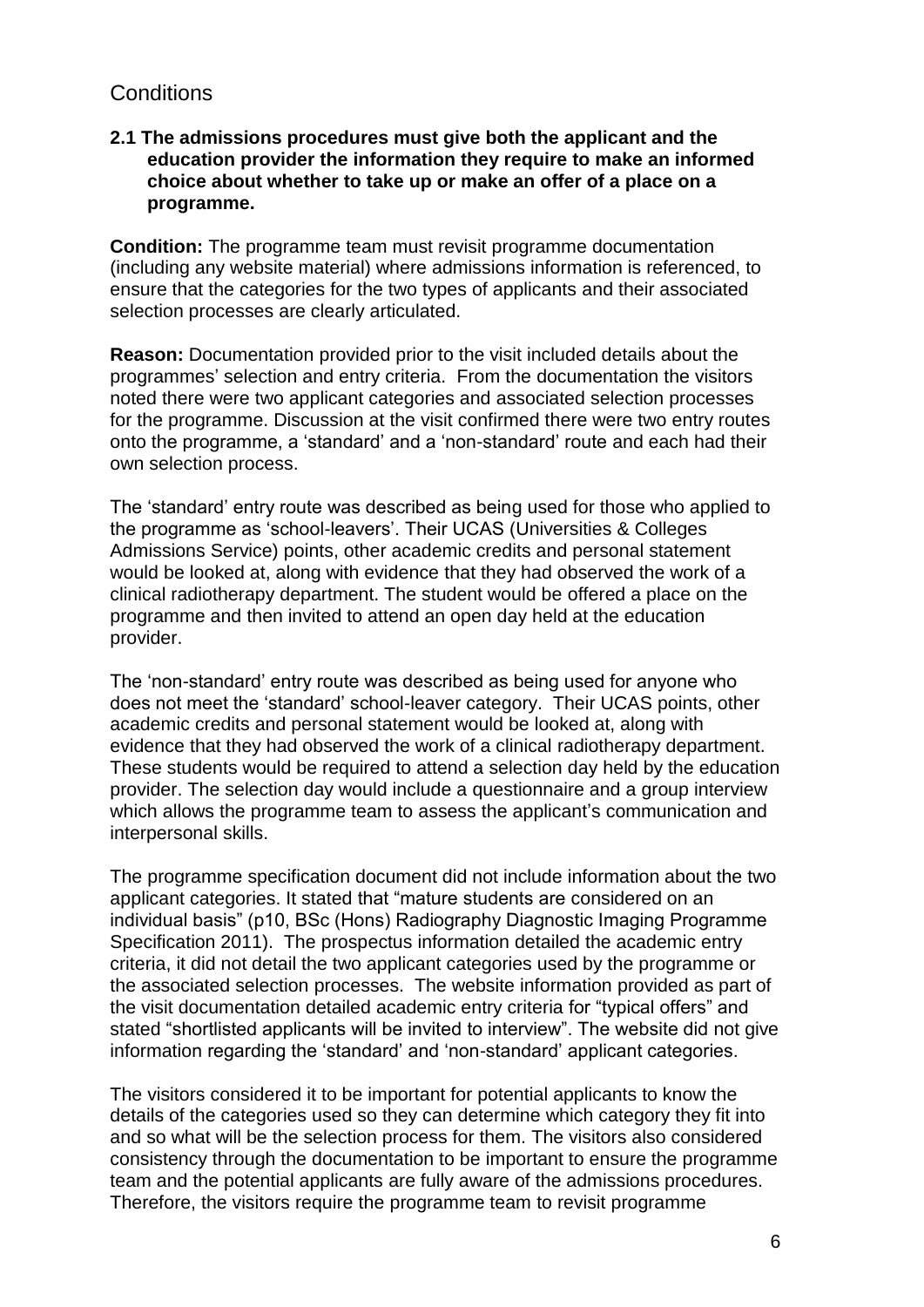## Conditions

**2.1 The admissions procedures must give both the applicant and the education provider the information they require to make an informed choice about whether to take up or make an offer of a place on a programme.**

**Condition:** The programme team must revisit programme documentation (including any website material) where admissions information is referenced, to ensure that the categories for the two types of applicants and their associated selection processes are clearly articulated.

**Reason:** Documentation provided prior to the visit included details about the programmes' selection and entry criteria. From the documentation the visitors noted there were two applicant categories and associated selection processes for the programme. Discussion at the visit confirmed there were two entry routes onto the programme, a 'standard' and a 'non-standard' route and each had their own selection process.

The 'standard' entry route was described as being used for those who applied to the programme as 'school-leavers'. Their UCAS (Universities & Colleges Admissions Service) points, other academic credits and personal statement would be looked at, along with evidence that they had observed the work of a clinical radiotherapy department. The student would be offered a place on the programme and then invited to attend an open day held at the education provider.

The 'non-standard' entry route was described as being used for anyone who does not meet the 'standard' school-leaver category. Their UCAS points, other academic credits and personal statement would be looked at, along with evidence that they had observed the work of a clinical radiotherapy department. These students would be required to attend a selection day held by the education provider. The selection day would include a questionnaire and a group interview which allows the programme team to assess the applicant's communication and interpersonal skills.

The programme specification document did not include information about the two applicant categories. It stated that "mature students are considered on an individual basis" (p10, BSc (Hons) Radiography Diagnostic Imaging Programme Specification 2011). The prospectus information detailed the academic entry criteria, it did not detail the two applicant categories used by the programme or the associated selection processes. The website information provided as part of the visit documentation detailed academic entry criteria for "typical offers" and stated "shortlisted applicants will be invited to interview". The website did not give information regarding the 'standard' and 'non-standard' applicant categories.

The visitors considered it to be important for potential applicants to know the details of the categories used so they can determine which category they fit into and so what will be the selection process for them. The visitors also considered consistency through the documentation to be important to ensure the programme team and the potential applicants are fully aware of the admissions procedures. Therefore, the visitors require the programme team to revisit programme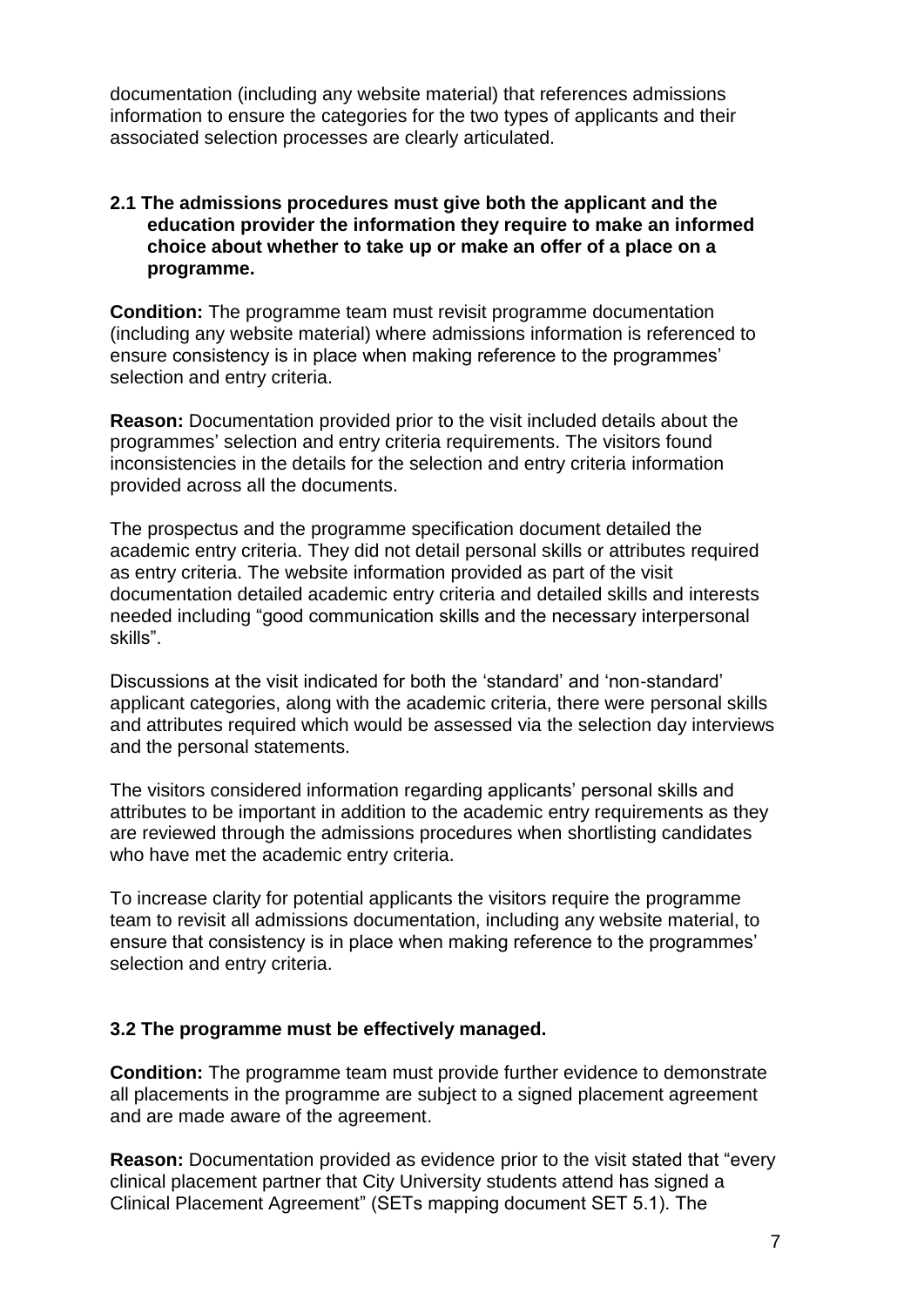documentation (including any website material) that references admissions information to ensure the categories for the two types of applicants and their associated selection processes are clearly articulated.

**2.1 The admissions procedures must give both the applicant and the education provider the information they require to make an informed choice about whether to take up or make an offer of a place on a programme.**

**Condition:** The programme team must revisit programme documentation (including any website material) where admissions information is referenced to ensure consistency is in place when making reference to the programmes' selection and entry criteria.

**Reason:** Documentation provided prior to the visit included details about the programmes' selection and entry criteria requirements. The visitors found inconsistencies in the details for the selection and entry criteria information provided across all the documents.

The prospectus and the programme specification document detailed the academic entry criteria. They did not detail personal skills or attributes required as entry criteria. The website information provided as part of the visit documentation detailed academic entry criteria and detailed skills and interests needed including "good communication skills and the necessary interpersonal skills".

Discussions at the visit indicated for both the 'standard' and 'non-standard' applicant categories, along with the academic criteria, there were personal skills and attributes required which would be assessed via the selection day interviews and the personal statements.

The visitors considered information regarding applicants' personal skills and attributes to be important in addition to the academic entry requirements as they are reviewed through the admissions procedures when shortlisting candidates who have met the academic entry criteria.

To increase clarity for potential applicants the visitors require the programme team to revisit all admissions documentation, including any website material, to ensure that consistency is in place when making reference to the programmes' selection and entry criteria.

**3.2 The programme must be effectively managed.**

**Condition:** The programme team must provide further evidence to demonstrate all placements in the programme are subject to a signed placement agreement and are made aware of the agreement.

**Reason:** Documentation provided as evidence prior to the visit stated that "every clinical placement partner that City University students attend has signed a Clinical Placement Agreement" (SETs mapping document SET 5.1). The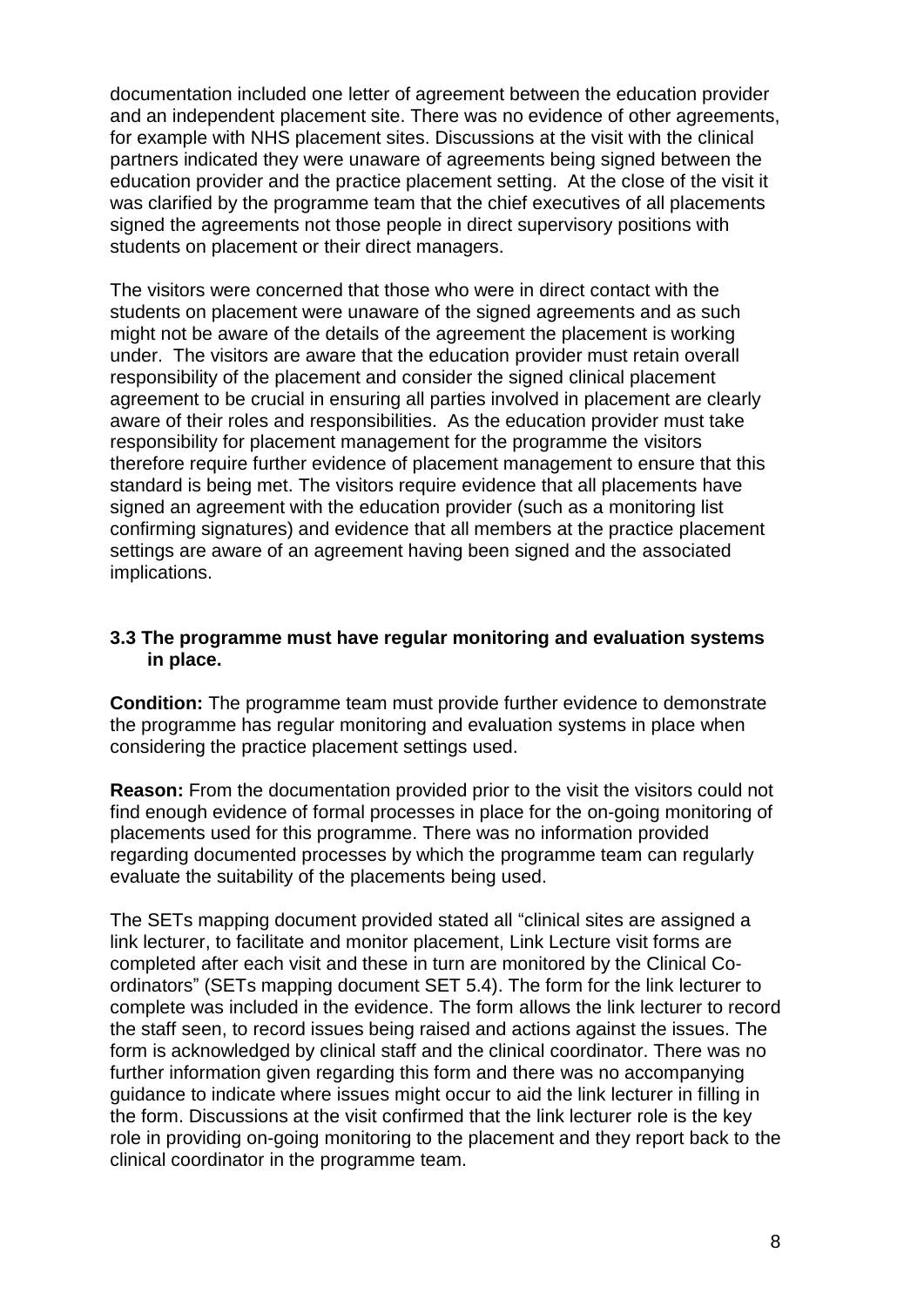documentation included one letter of agreement between the education provider and an independent placement site. There was no evidence of other agreements, for example with NHS placement sites. Discussions at the visit with the clinical partners indicated they were unaware of agreements being signed between the education provider and the practice placement setting. At the close of the visit it was clarified by the programme team that the chief executives of all placements signed the agreements not those people in direct supervisory positions with students on placement or their direct managers.

The visitors were concerned that those who were in direct contact with the students on placement were unaware of the signed agreements and as such might not be aware of the details of the agreement the placement is working under. The visitors are aware that the education provider must retain overall responsibility of the placement and consider the signed clinical placement agreement to be crucial in ensuring all parties involved in placement are clearly aware of their roles and responsibilities. As the education provider must take responsibility for placement management for the programme the visitors therefore require further evidence of placement management to ensure that this standard is being met. The visitors require evidence that all placements have signed an agreement with the education provider (such as a monitoring list confirming signatures) and evidence that all members at the practice placement settings are aware of an agreement having been signed and the associated implications.

**3.3 The programme must have regular monitoring and evaluation systems in place.**

**Condition:** The programme team must provide further evidence to demonstrate the programme has regular monitoring and evaluation systems in place when considering the practice placement settings used.

**Reason:** From the documentation provided prior to the visit the visitors could not find enough evidence of formal processes in place for the on-going monitoring of placements used for this programme. There was no information provided regarding documented processes by which the programme team can regularly evaluate the suitability of the placements being used.

The SETs mapping document provided stated all "clinical sites are assigned a link lecturer, to facilitate and monitor placement, Link Lecture visit forms are completed after each visit and these in turn are monitored by the Clinical Co-ordinators" (SETs mapping document SET 5.4). The form for the link lecturer to complete was included in the evidence. The form allows the link lecturer to record the staff seen, to record issues being raised and actions against the issues. The form is acknowledged by clinical staff and the clinical coordinator. There was no further information given regarding this form and there was no accompanying guidance to indicate where issues might occur to aid the link lecturer in filling in the form. Discussions at the visit confirmed that the link lecturer role is the key role in providing on-going monitoring to the placement and they report back to the clinical coordinator in the programme team.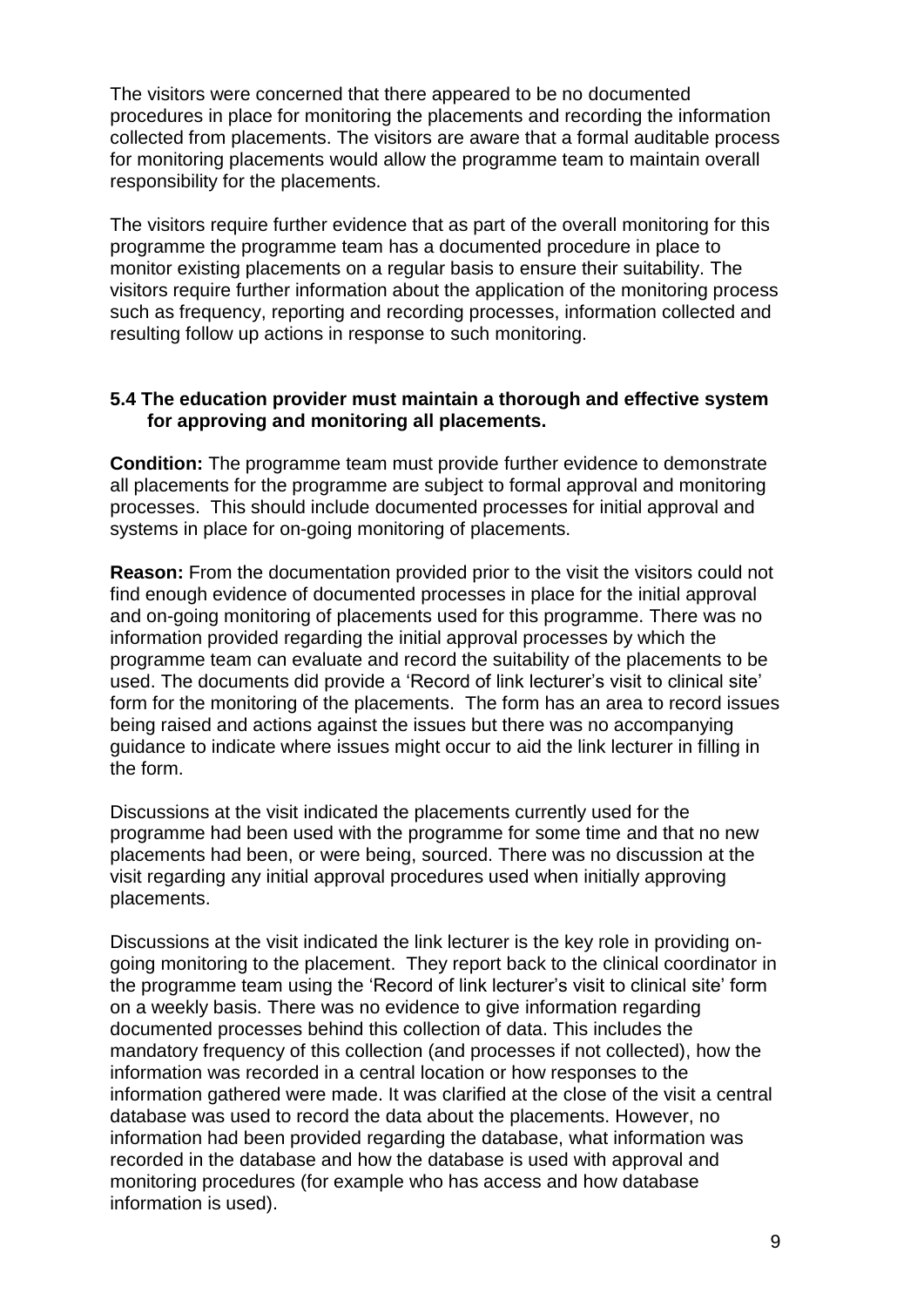The visitors were concerned that there appeared to be no documented procedures in place for monitoring the placements and recording the information collected from placements. The visitors are aware that a formal auditable process for monitoring placements would allow the programme team to maintain overall responsibility for the placements.

The visitors require further evidence that as part of the overall monitoring for this programme the programme team has a documented procedure in place to monitor existing placements on a regular basis to ensure their suitability. The visitors require further information about the application of the monitoring process such as frequency, reporting and recording processes, information collected and resulting follow up actions in response to such monitoring.

**5.4 The education provider must maintain a thorough and effective system for approving and monitoring all placements.**

**Condition:** The programme team must provide further evidence to demonstrate all placements for the programme are subject to formal approval and monitoring processes. This should include documented processes for initial approval and systems in place for on-going monitoring of placements.

**Reason:** From the documentation provided prior to the visit the visitors could not find enough evidence of documented processes in place for the initial approval and on-going monitoring of placements used for this programme. There was no information provided regarding the initial approval processes by which the programme team can evaluate and record the suitability of the placements to be used. The documents did provide a 'Record of link lecturer's visit to clinical site' form for the monitoring of the placements. The form has an area to record issues being raised and actions against the issues but there was no accompanying guidance to indicate where issues might occur to aid the link lecturer in filling in the form.

Discussions at the visit indicated the placements currently used for the programme had been used with the programme for some time and that no new placements had been, or were being, sourced. There was no discussion at the visit regarding any initial approval procedures used when initially approving placements.

Discussions at the visit indicated the link lecturer is the key role in providing on-going monitoring to the placement. They report back to the clinical coordinator in the programme team using the 'Record of link lecturer's visit to clinical site' form on a weekly basis. There was no evidence to give information regarding documented processes behind this collection of data. This includes the mandatory frequency of this collection (and processes if not collected), how the information was recorded in a central location or how responses to the information gathered were made. It was clarified at the close of the visit a central database was used to record the data about the placements. However, no information had been provided regarding the database, what information was recorded in the database and how the database is used with approval and monitoring procedures (for example who has access and how database information is used).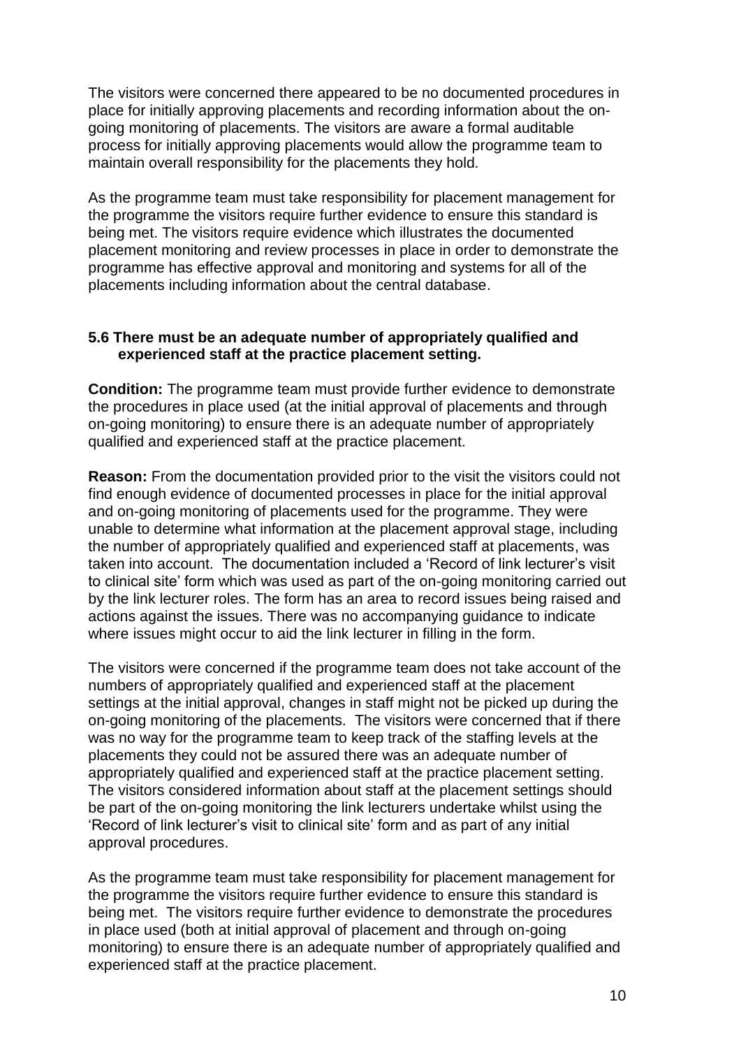The visitors were concerned there appeared to be no documented procedures in place for initially approving placements and recording information about the on-going monitoring of placements. The visitors are aware a formal auditable process for initially approving placements would allow the programme team to maintain overall responsibility for the placements they hold.

As the programme team must take responsibility for placement management for the programme the visitors require further evidence to ensure this standard is being met. The visitors require evidence which illustrates the documented placement monitoring and review processes in place in order to demonstrate the programme has effective approval and monitoring and systems for all of the placements including information about the central database.

**5.6 There must be an adequate number of appropriately qualified and experienced staff at the practice placement setting.**

**Condition:** The programme team must provide further evidence to demonstrate the procedures in place used (at the initial approval of placements and through on-going monitoring) to ensure there is an adequate number of appropriately qualified and experienced staff at the practice placement.

**Reason:** From the documentation provided prior to the visit the visitors could not find enough evidence of documented processes in place for the initial approval and on-going monitoring of placements used for the programme. They were unable to determine what information at the placement approval stage, including the number of appropriately qualified and experienced staff at placements, was taken into account. The documentation included a 'Record of link lecturer's visit to clinical site' form which was used as part of the on-going monitoring carried out by the link lecturer roles. The form has an area to record issues being raised and actions against the issues. There was no accompanying guidance to indicate where issues might occur to aid the link lecturer in filling in the form.

The visitors were concerned if the programme team does not take account of the numbers of appropriately qualified and experienced staff at the placement settings at the initial approval, changes in staff might not be picked up during the on-going monitoring of the placements. The visitors were concerned that if there was no way for the programme team to keep track of the staffing levels at the placements they could not be assured there was an adequate number of appropriately qualified and experienced staff at the practice placement setting. The visitors considered information about staff at the placement settings should be part of the on-going monitoring the link lecturers undertake whilst using the 'Record of link lecturer's visit to clinical site' form and as part of any initial approval procedures.

As the programme team must take responsibility for placement management for the programme the visitors require further evidence to ensure this standard is being met. The visitors require further evidence to demonstrate the procedures in place used (both at initial approval of placement and through on-going monitoring) to ensure there is an adequate number of appropriately qualified and experienced staff at the practice placement.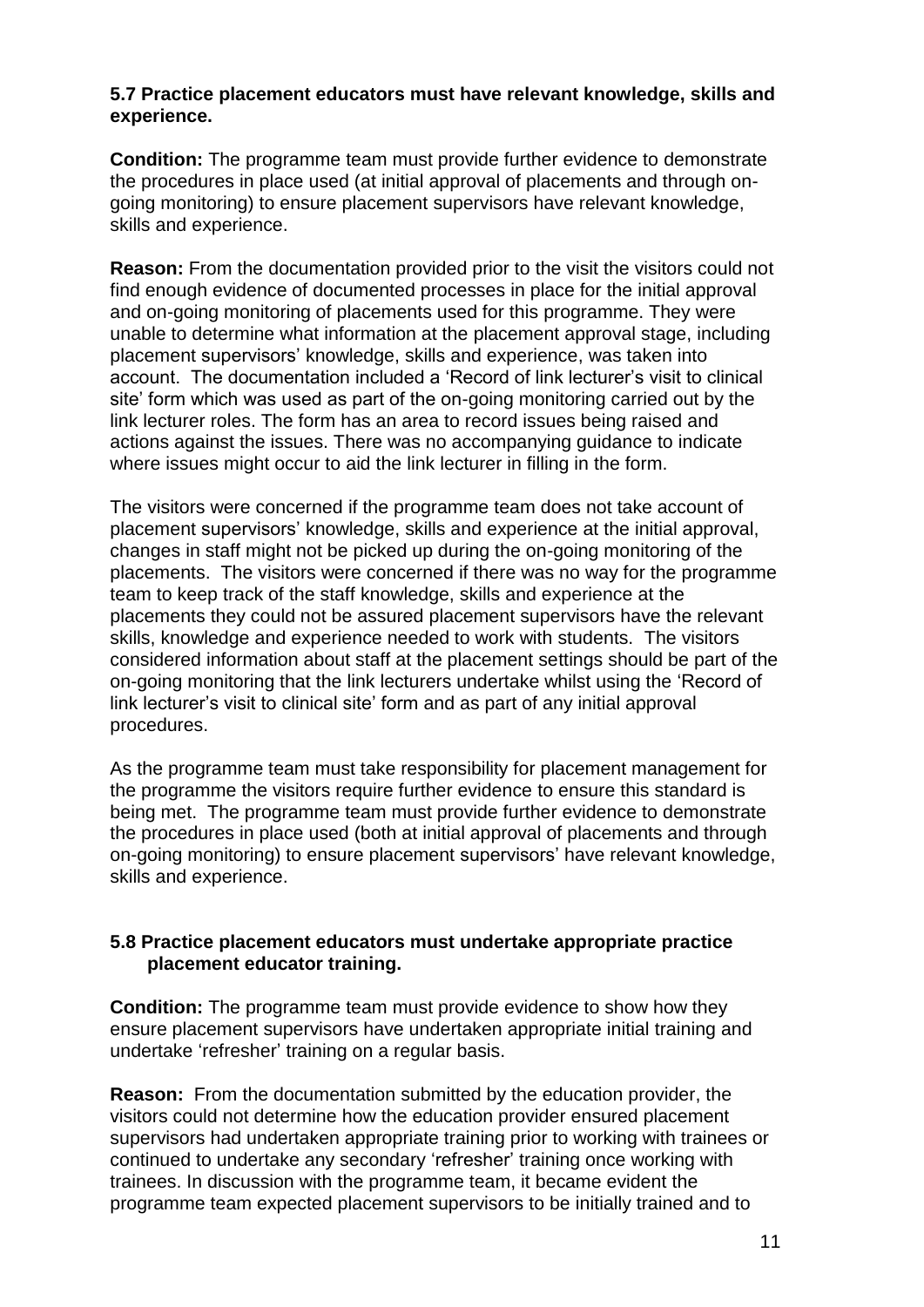**5.7 Practice placement educators must have relevant knowledge, skills and experience.**

**Condition:** The programme team must provide further evidence to demonstrate the procedures in place used (at initial approval of placements and through on-going monitoring) to ensure placement supervisors have relevant knowledge, skills and experience.

**Reason:** From the documentation provided prior to the visit the visitors could not find enough evidence of documented processes in place for the initial approval and on-going monitoring of placements used for this programme. They were unable to determine what information at the placement approval stage, including placement supervisors' knowledge, skills and experience, was taken into account. The documentation included a 'Record of link lecturer's visit to clinical site' form which was used as part of the on-going monitoring carried out by the link lecturer roles. The form has an area to record issues being raised and actions against the issues. There was no accompanying guidance to indicate where issues might occur to aid the link lecturer in filling in the form.

The visitors were concerned if the programme team does not take account of placement supervisors' knowledge, skills and experience at the initial approval, changes in staff might not be picked up during the on-going monitoring of the placements. The visitors were concerned if there was no way for the programme team to keep track of the staff knowledge, skills and experience at the placements they could not be assured placement supervisors have the relevant skills, knowledge and experience needed to work with students. The visitors considered information about staff at the placement settings should be part of the on-going monitoring that the link lecturers undertake whilst using the 'Record of link lecturer's visit to clinical site' form and as part of any initial approval procedures.

As the programme team must take responsibility for placement management for the programme the visitors require further evidence to ensure this standard is being met. The programme team must provide further evidence to demonstrate the procedures in place used (both at initial approval of placements and through on-going monitoring) to ensure placement supervisors' have relevant knowledge, skills and experience.

**5.8 Practice placement educators must undertake appropriate practice placement educator training.**

**Condition:** The programme team must provide evidence to show how they ensure placement supervisors have undertaken appropriate initial training and undertake 'refresher' training on a regular basis.

**Reason:** From the documentation submitted by the education provider, the visitors could not determine how the education provider ensured placement supervisors had undertaken appropriate training prior to working with trainees or continued to undertake any secondary 'refresher' training once working with trainees. In discussion with the programme team, it became evident the programme team expected placement supervisors to be initially trained and to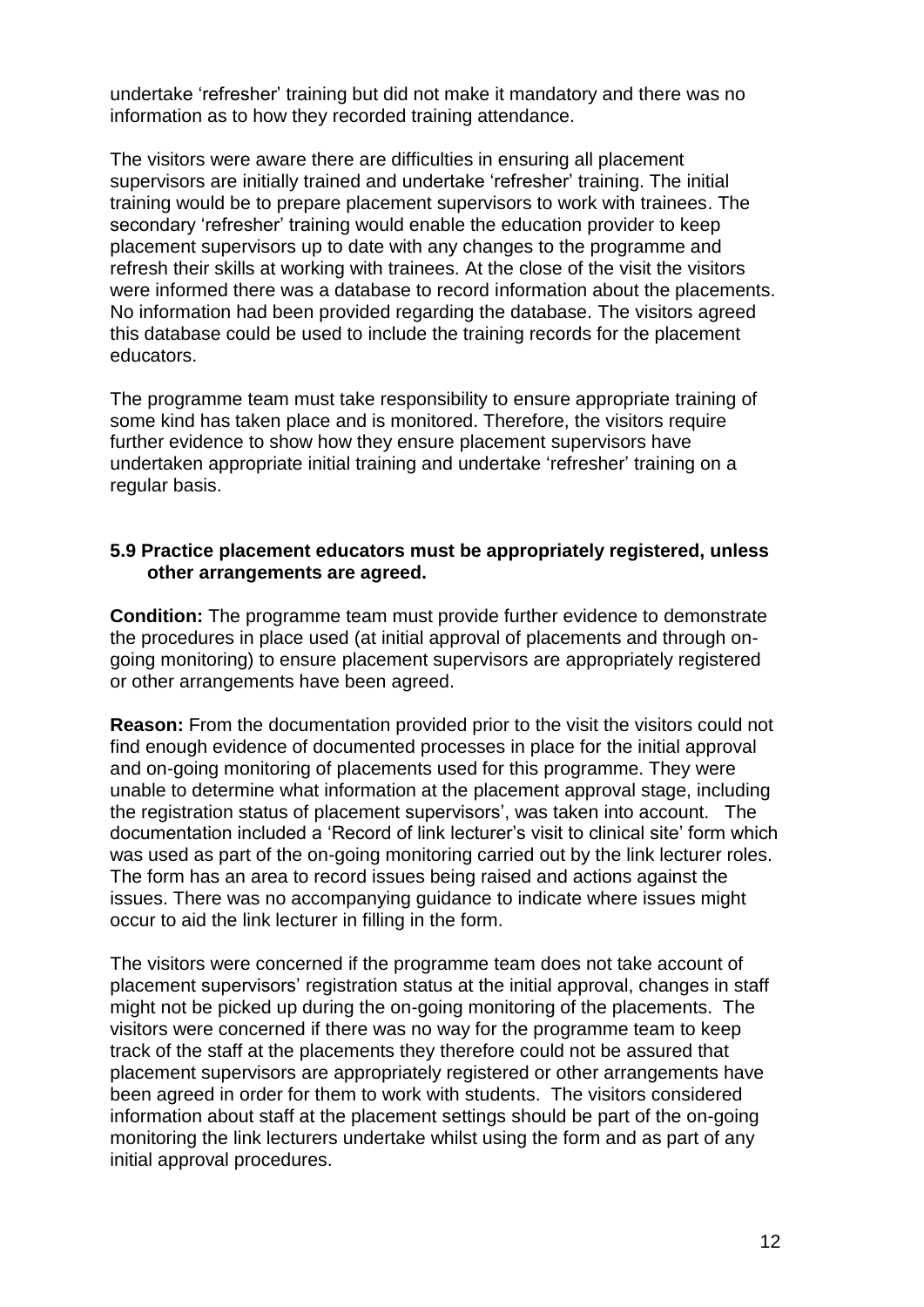undertake 'refresher' training but did not make it mandatory and there was no information as to how they recorded training attendance.

The visitors were aware there are difficulties in ensuring all placement supervisors are initially trained and undertake 'refresher' training. The initial training would be to prepare placement supervisors to work with trainees. The secondary 'refresher' training would enable the education provider to keep placement supervisors up to date with any changes to the programme and refresh their skills at working with trainees. At the close of the visit the visitors were informed there was a database to record information about the placements. No information had been provided regarding the database. The visitors agreed this database could be used to include the training records for the placement educators.

The programme team must take responsibility to ensure appropriate training of some kind has taken place and is monitored. Therefore, the visitors require further evidence to show how they ensure placement supervisors have undertaken appropriate initial training and undertake 'refresher' training on a regular basis.

**5.9 Practice placement educators must be appropriately registered, unless other arrangements are agreed.**

**Condition:** The programme team must provide further evidence to demonstrate the procedures in place used (at initial approval of placements and through on-going monitoring) to ensure placement supervisors are appropriately registered or other arrangements have been agreed.

**Reason:** From the documentation provided prior to the visit the visitors could not find enough evidence of documented processes in place for the initial approval and on-going monitoring of placements used for this programme. They were unable to determine what information at the placement approval stage, including the registration status of placement supervisors', was taken into account. The documentation included a 'Record of link lecturer's visit to clinical site' form which was used as part of the on-going monitoring carried out by the link lecturer roles. The form has an area to record issues being raised and actions against the issues. There was no accompanying guidance to indicate where issues might occur to aid the link lecturer in filling in the form.

The visitors were concerned if the programme team does not take account of placement supervisors' registration status at the initial approval, changes in staff might not be picked up during the on-going monitoring of the placements. The visitors were concerned if there was no way for the programme team to keep track of the staff at the placements they therefore could not be assured that placement supervisors are appropriately registered or other arrangements have been agreed in order for them to work with students. The visitors considered information about staff at the placement settings should be part of the on-going monitoring the link lecturers undertake whilst using the form and as part of any initial approval procedures.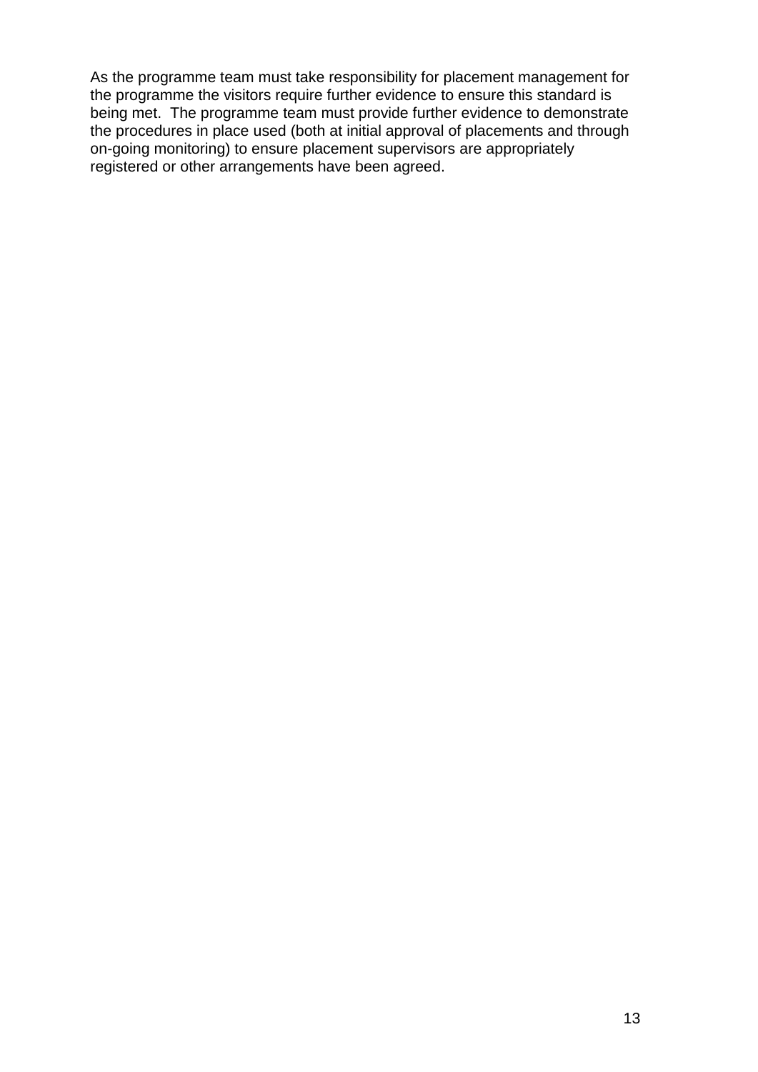As the programme team must take responsibility for placement management for the programme the visitors require further evidence to ensure this standard is being met.  The programme team must provide further evidence to demonstrate the procedures in place used (both at initial approval of placements and through on-going monitoring) to ensure placement supervisors are appropriately registered or other arrangements have been agreed.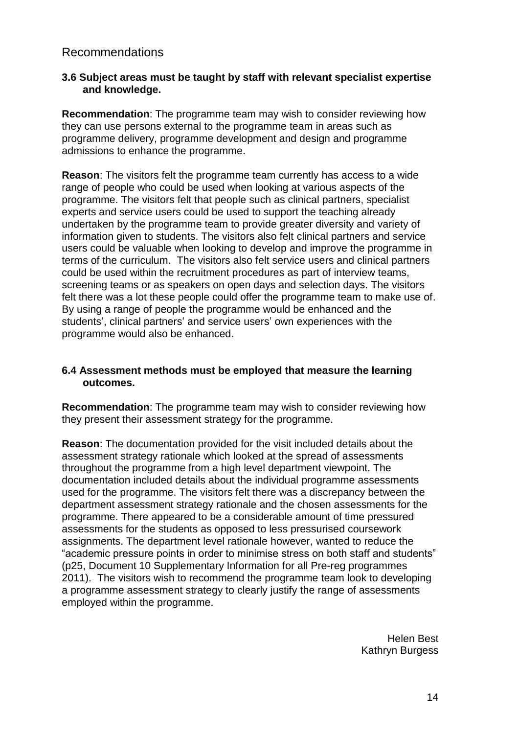## Recommendations

**3.6 Subject areas must be taught by staff with relevant specialist expertise and knowledge.**

**Recommendation**: The programme team may wish to consider reviewing how they can use persons external to the programme team in areas such as programme delivery, programme development and design and programme admissions to enhance the programme.

**Reason**: The visitors felt the programme team currently has access to a wide range of people who could be used when looking at various aspects of the programme. The visitors felt that people such as clinical partners, specialist experts and service users could be used to support the teaching already undertaken by the programme team to provide greater diversity and variety of information given to students. The visitors also felt clinical partners and service users could be valuable when looking to develop and improve the programme in terms of the curriculum. The visitors also felt service users and clinical partners could be used within the recruitment procedures as part of interview teams, screening teams or as speakers on open days and selection days. The visitors felt there was a lot these people could offer the programme team to make use of. By using a range of people the programme would be enhanced and the students', clinical partners' and service users' own experiences with the programme would also be enhanced.

**6.4 Assessment methods must be employed that measure the learning outcomes.**

**Recommendation**: The programme team may wish to consider reviewing how they present their assessment strategy for the programme.

**Reason**: The documentation provided for the visit included details about the assessment strategy rationale which looked at the spread of assessments throughout the programme from a high level department viewpoint. The documentation included details about the individual programme assessments used for the programme. The visitors felt there was a discrepancy between the department assessment strategy rationale and the chosen assessments for the programme. There appeared to be a considerable amount of time pressured assessments for the students as opposed to less pressurised coursework assignments. The department level rationale however, wanted to reduce the "academic pressure points in order to minimise stress on both staff and students" (p25, Document 10 Supplementary Information for all Pre-reg programmes 2011). The visitors wish to recommend the programme team look to developing a programme assessment strategy to clearly justify the range of assessments employed within the programme.

Helen Best
Kathryn Burgess